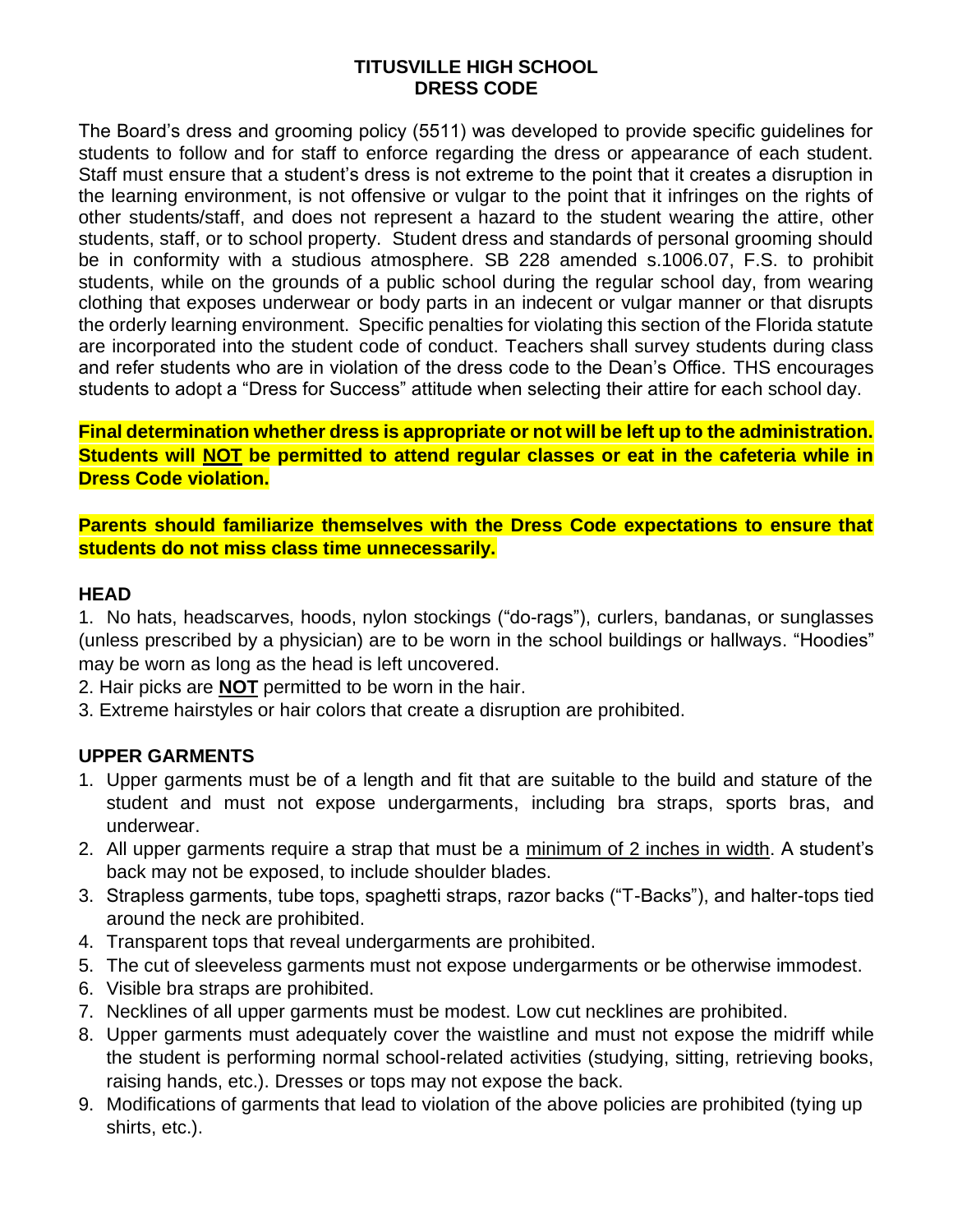# TITUSVILLE HIGH SCHOOL
# DRESS CODE

The Board's dress and grooming policy (5511) was developed to provide specific guidelines for students to follow and for staff to enforce regarding the dress or appearance of each student. Staff must ensure that a student's dress is not extreme to the point that it creates a disruption in the learning environment, is not offensive or vulgar to the point that it infringes on the rights of other students/staff, and does not represent a hazard to the student wearing the attire, other students, staff, or to school property. Student dress and standards of personal grooming should be in conformity with a studious atmosphere. SB 228 amended s.1006.07, F.S. to prohibit students, while on the grounds of a public school during the regular school day, from wearing clothing that exposes underwear or body parts in an indecent or vulgar manner or that disrupts the orderly learning environment. Specific penalties for violating this section of the Florida statute are incorporated into the student code of conduct. Teachers shall survey students during class and refer students who are in violation of the dress code to the Dean's Office. THS encourages students to adopt a "Dress for Success" attitude when selecting their attire for each school day.

**Final determination whether dress is appropriate or not will be left up to the administration. Students will NOT be permitted to attend regular classes or eat in the cafeteria while in Dress Code violation.**

**Parents should familiarize themselves with the Dress Code expectations to ensure that students do not miss class time unnecessarily.**

## HEAD

1. No hats, headscarves, hoods, nylon stockings ("do-rags"), curlers, bandanas, or sunglasses (unless prescribed by a physician) are to be worn in the school buildings or hallways. "Hoodies" may be worn as long as the head is left uncovered.
2. Hair picks are **NOT** permitted to be worn in the hair.
3. Extreme hairstyles or hair colors that create a disruption are prohibited.

## UPPER GARMENTS

1. Upper garments must be of a length and fit that are suitable to the build and stature of the student and must not expose undergarments, including bra straps, sports bras, and underwear.
2. All upper garments require a strap that must be a minimum of 2 inches in width. A student's back may not be exposed, to include shoulder blades.
3. Strapless garments, tube tops, spaghetti straps, razor backs ("T-Backs"), and halter-tops tied around the neck are prohibited.
4. Transparent tops that reveal undergarments are prohibited.
5. The cut of sleeveless garments must not expose undergarments or be otherwise immodest.
6. Visible bra straps are prohibited.
7. Necklines of all upper garments must be modest. Low cut necklines are prohibited.
8. Upper garments must adequately cover the waistline and must not expose the midriff while the student is performing normal school-related activities (studying, sitting, retrieving books, raising hands, etc.). Dresses or tops may not expose the back.
9. Modifications of garments that lead to violation of the above policies are prohibited (tying up shirts, etc.).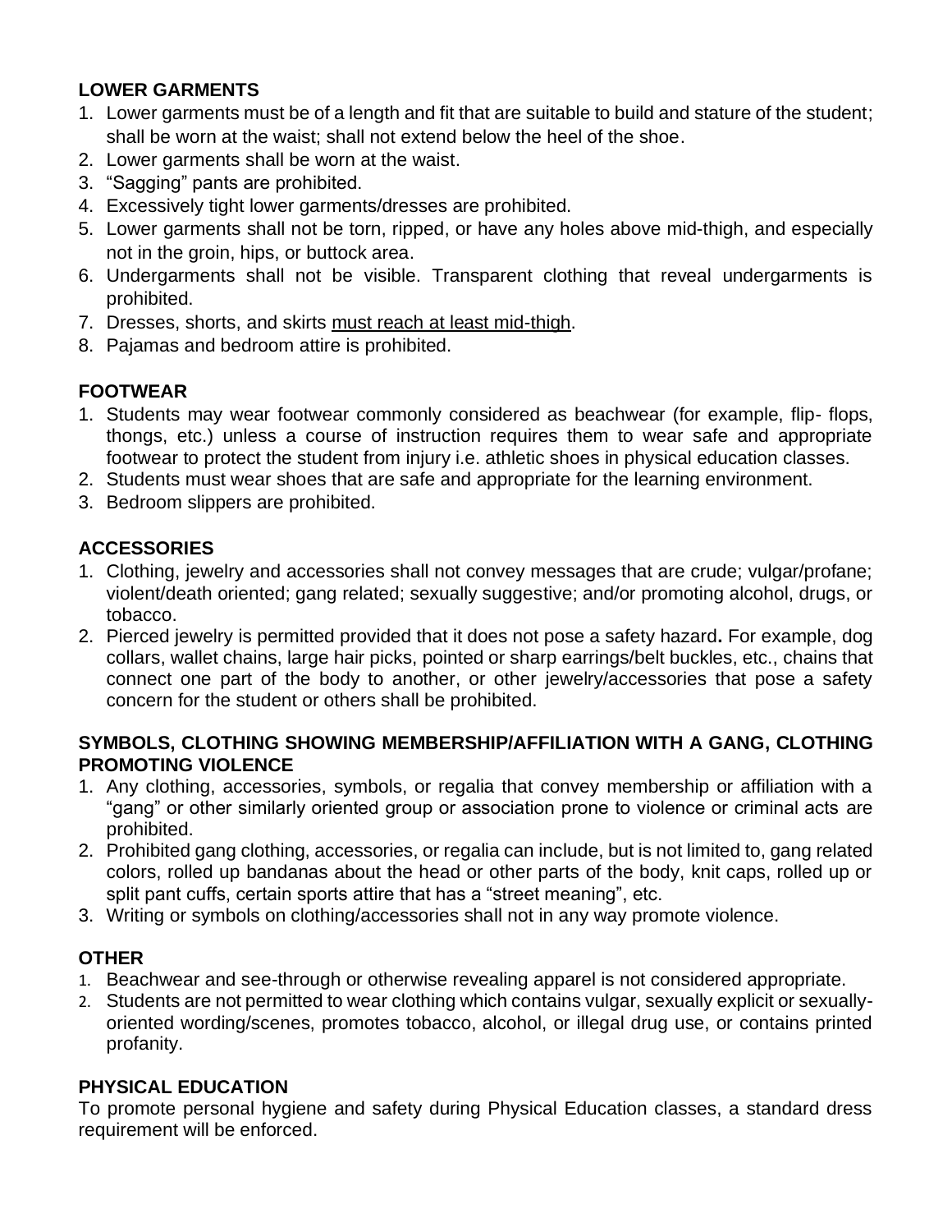## LOWER GARMENTS

1. Lower garments must be of a length and fit that are suitable to build and stature of the student; shall be worn at the waist; shall not extend below the heel of the shoe.
2. Lower garments shall be worn at the waist.
3. “Sagging” pants are prohibited.
4. Excessively tight lower garments/dresses are prohibited.
5. Lower garments shall not be torn, ripped, or have any holes above mid-thigh, and especially not in the groin, hips, or buttock area.
6. Undergarments shall not be visible. Transparent clothing that reveal undergarments is prohibited.
7. Dresses, shorts, and skirts <u>must reach at least mid-thigh</u>.
8. Pajamas and bedroom attire is prohibited.

## FOOTWEAR

1. Students may wear footwear commonly considered as beachwear (for example, flip- flops, thongs, etc.) unless a course of instruction requires them to wear safe and appropriate footwear to protect the student from injury i.e. athletic shoes in physical education classes.
2. Students must wear shoes that are safe and appropriate for the learning environment.
3. Bedroom slippers are prohibited.

## ACCESSORIES

1. Clothing, jewelry and accessories shall not convey messages that are crude; vulgar/profane; violent/death oriented; gang related; sexually suggestive; and/or promoting alcohol, drugs, or tobacco.
2. Pierced jewelry is permitted provided that it does not pose a safety hazard**.** For example, dog collars, wallet chains, large hair picks, pointed or sharp earrings/belt buckles, etc., chains that connect one part of the body to another, or other jewelry/accessories that pose a safety concern for the student or others shall be prohibited.

## SYMBOLS, CLOTHING SHOWING MEMBERSHIP/AFFILIATION WITH A GANG, CLOTHING PROMOTING VIOLENCE

1. Any clothing, accessories, symbols, or regalia that convey membership or affiliation with a “gang” or other similarly oriented group or association prone to violence or criminal acts are prohibited.
2. Prohibited gang clothing, accessories, or regalia can include, but is not limited to, gang related colors, rolled up bandanas about the head or other parts of the body, knit caps, rolled up or split pant cuffs, certain sports attire that has a “street meaning”, etc.
3. Writing or symbols on clothing/accessories shall not in any way promote violence.

## OTHER

1. Beachwear and see-through or otherwise revealing apparel is not considered appropriate.
2. Students are not permitted to wear clothing which contains vulgar, sexually explicit or sexually-oriented wording/scenes, promotes tobacco, alcohol, or illegal drug use, or contains printed profanity.

## PHYSICAL EDUCATION

To promote personal hygiene and safety during Physical Education classes, a standard dress requirement will be enforced.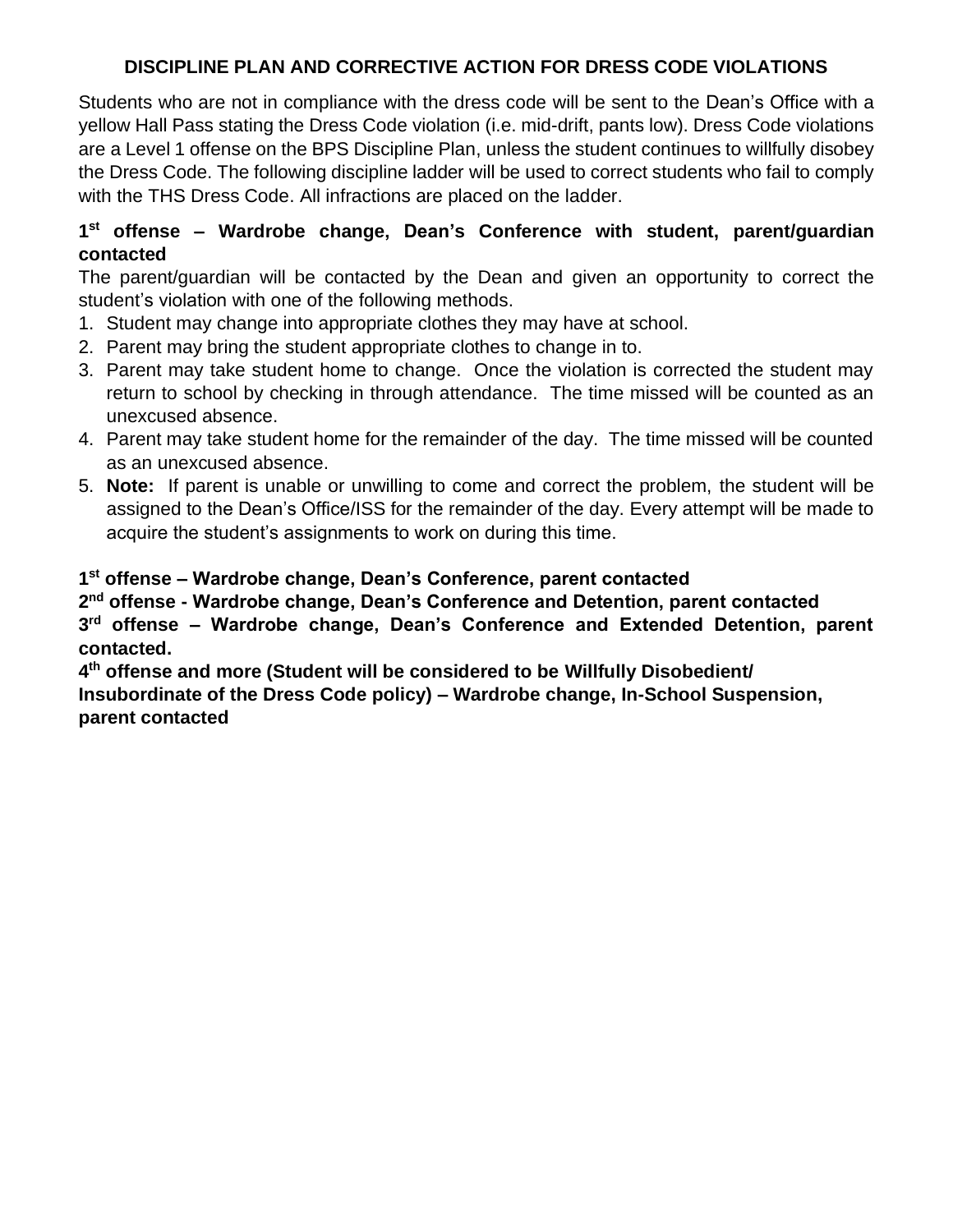## DISCIPLINE PLAN AND CORRECTIVE ACTION FOR DRESS CODE VIOLATIONS

Students who are not in compliance with the dress code will be sent to the Dean's Office with a yellow Hall Pass stating the Dress Code violation (i.e. mid-drift, pants low). Dress Code violations are a Level 1 offense on the BPS Discipline Plan, unless the student continues to willfully disobey the Dress Code. The following discipline ladder will be used to correct students who fail to comply with the THS Dress Code. All infractions are placed on the ladder.

**1st offense – Wardrobe change, Dean's Conference with student, parent/guardian contacted**

The parent/guardian will be contacted by the Dean and given an opportunity to correct the student's violation with one of the following methods.

1. Student may change into appropriate clothes they may have at school.
2. Parent may bring the student appropriate clothes to change in to.
3. Parent may take student home to change. Once the violation is corrected the student may return to school by checking in through attendance. The time missed will be counted as an unexcused absence.
4. Parent may take student home for the remainder of the day. The time missed will be counted as an unexcused absence.
5. **Note:** If parent is unable or unwilling to come and correct the problem, the student will be assigned to the Dean's Office/ISS for the remainder of the day. Every attempt will be made to acquire the student's assignments to work on during this time.

**1st offense – Wardrobe change, Dean's Conference, parent contacted**
**2nd offense - Wardrobe change, Dean's Conference and Detention, parent contacted**
**3rd offense – Wardrobe change, Dean's Conference and Extended Detention, parent contacted.**
**4th offense and more (Student will be considered to be Willfully Disobedient/ Insubordinate of the Dress Code policy) – Wardrobe change, In-School Suspension, parent contacted**